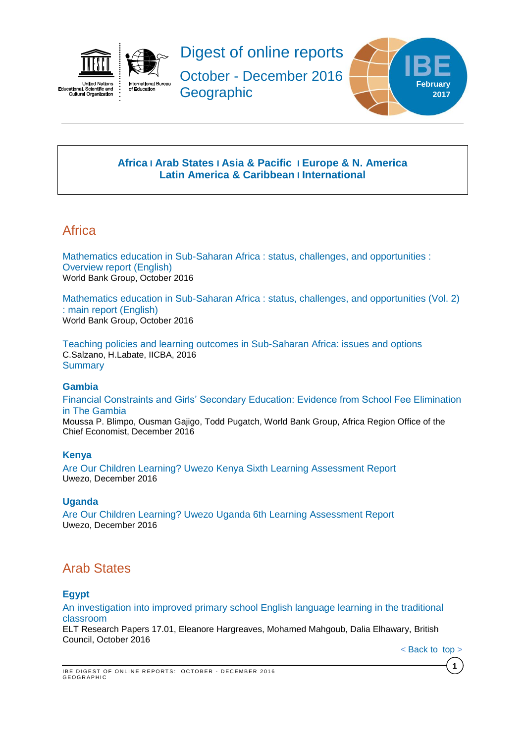# Digest of online reports

## October - December 2016
## Geographic

IBE February 2017

**Africa | Arab States | Asia & Pacific | Europe & N. America**
**Latin America & Caribbean | International**

## Africa

Mathematics education in Sub-Saharan Africa : status, challenges, and opportunities : Overview report (English)
World Bank Group, October 2016

Mathematics education in Sub-Saharan Africa : status, challenges, and opportunities (Vol. 2) : main report (English)
World Bank Group, October 2016

Teaching policies and learning outcomes in Sub-Saharan Africa: issues and options
C.Salzano, H.Labate, IICBA, 2016
Summary

### Gambia

Financial Constraints and Girls' Secondary Education: Evidence from School Fee Elimination in The Gambia
Moussa P. Blimpo, Ousman Gajigo, Todd Pugatch, World Bank Group, Africa Region Office of the Chief Economist, December 2016

### Kenya

Are Our Children Learning? Uwezo Kenya Sixth Learning Assessment Report
Uwezo, December 2016

### Uganda

Are Our Children Learning? Uwezo Uganda 6th Learning Assessment Report
Uwezo, December 2016

## Arab States

### Egypt

An investigation into improved primary school English language learning in the traditional classroom
ELT Research Papers 17.01, Eleanore Hargreaves, Mohamed Mahgoub, Dalia Elhawary, British Council, October 2016

< Back to top >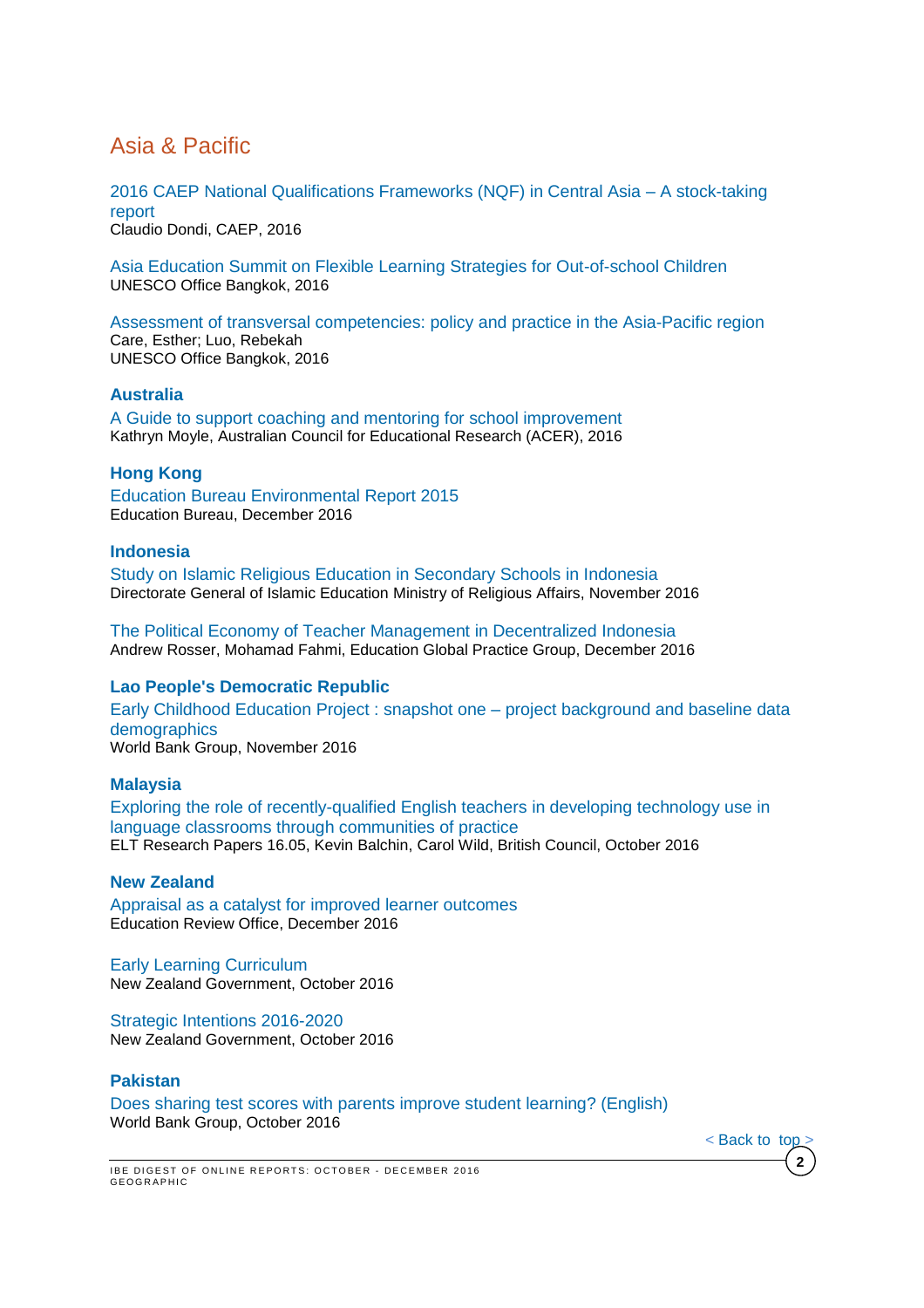## Asia & Pacific

2016 CAEP National Qualifications Frameworks (NQF) in Central Asia – A stock-taking report
Claudio Dondi, CAEP, 2016

Asia Education Summit on Flexible Learning Strategies for Out-of-school Children
UNESCO Office Bangkok, 2016

Assessment of transversal competencies: policy and practice in the Asia-Pacific region
Care, Esther; Luo, Rebekah
UNESCO Office Bangkok, 2016

### Australia

A Guide to support coaching and mentoring for school improvement
Kathryn Moyle, Australian Council for Educational Research (ACER), 2016

### Hong Kong

Education Bureau Environmental Report 2015
Education Bureau, December 2016

### Indonesia

Study on Islamic Religious Education in Secondary Schools in Indonesia
Directorate General of Islamic Education Ministry of Religious Affairs, November 2016

The Political Economy of Teacher Management in Decentralized Indonesia
Andrew Rosser, Mohamad Fahmi, Education Global Practice Group, December 2016

### Lao People's Democratic Republic

Early Childhood Education Project : snapshot one – project background and baseline data demographics
World Bank Group, November 2016

### Malaysia

Exploring the role of recently-qualified English teachers in developing technology use in language classrooms through communities of practice
ELT Research Papers 16.05, Kevin Balchin, Carol Wild, British Council, October 2016

### New Zealand

Appraisal as a catalyst for improved learner outcomes
Education Review Office, December 2016

Early Learning Curriculum
New Zealand Government, October 2016

Strategic Intentions 2016-2020
New Zealand Government, October 2016

### Pakistan

Does sharing test scores with parents improve student learning? (English)
World Bank Group, October 2016

< Back to top >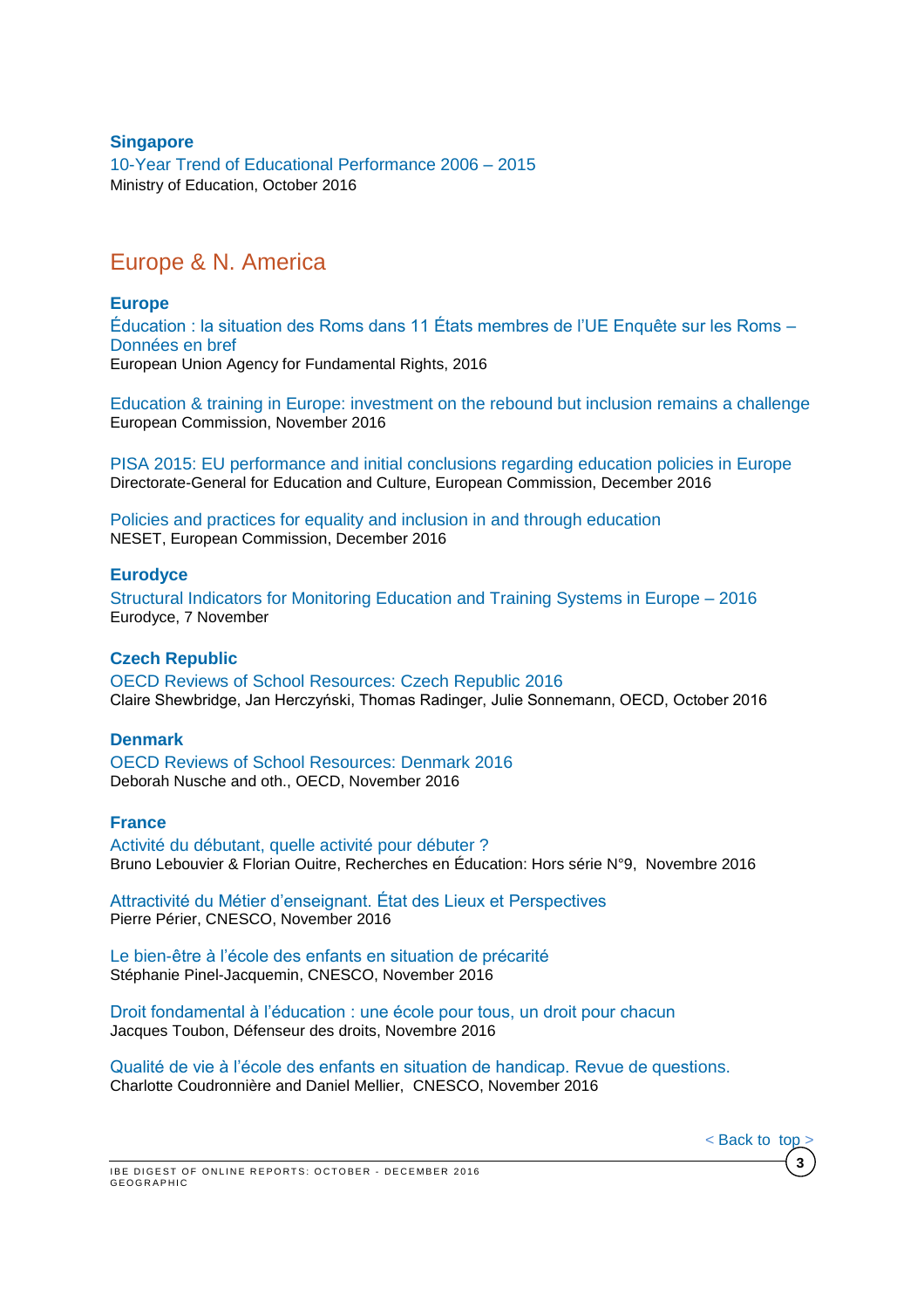### Singapore

10-Year Trend of Educational Performance 2006 – 2015
Ministry of Education, October 2016

## Europe & N. America

### Europe

Éducation : la situation des Roms dans 11 États membres de l'UE Enquête sur les Roms – Données en bref
European Union Agency for Fundamental Rights, 2016

Education & training in Europe: investment on the rebound but inclusion remains a challenge
European Commission, November 2016

PISA 2015: EU performance and initial conclusions regarding education policies in Europe
Directorate-General for Education and Culture, European Commission, December 2016

Policies and practices for equality and inclusion in and through education
NESET, European Commission, December 2016

### Eurodyce

Structural Indicators for Monitoring Education and Training Systems in Europe – 2016
Eurodyce, 7 November

### Czech Republic

OECD Reviews of School Resources: Czech Republic 2016
Claire Shewbridge, Jan Herczyński, Thomas Radinger, Julie Sonnemann, OECD, October 2016

### Denmark

OECD Reviews of School Resources: Denmark 2016
Deborah Nusche and oth., OECD, November 2016

### France

Activité du débutant, quelle activité pour débuter ?
Bruno Lebouvier & Florian Ouitre, Recherches en Éducation: Hors série N°9, Novembre 2016

Attractivité du Métier d'enseignant. État des Lieux et Perspectives
Pierre Périer, CNESCO, November 2016

Le bien-être à l'école des enfants en situation de précarité
Stéphanie Pinel-Jacquemin, CNESCO, November 2016

Droit fondamental à l'éducation : une école pour tous, un droit pour chacun
Jacques Toubon, Défenseur des droits, Novembre 2016

Qualité de vie à l'école des enfants en situation de handicap. Revue de questions.
Charlotte Coudronnière and Daniel Mellier, CNESCO, November 2016

< Back to top >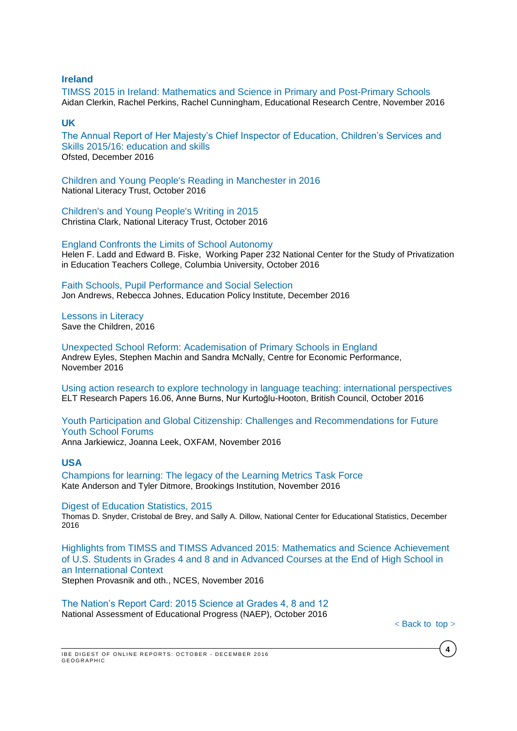### Ireland

TIMSS 2015 in Ireland: Mathematics and Science in Primary and Post-Primary Schools
Aidan Clerkin, Rachel Perkins, Rachel Cunningham, Educational Research Centre, November 2016

### UK

The Annual Report of Her Majesty's Chief Inspector of Education, Children's Services and Skills 2015/16: education and skills
Ofsted, December 2016

Children and Young People's Reading in Manchester in 2016
National Literacy Trust, October 2016

Children's and Young People's Writing in 2015
Christina Clark, National Literacy Trust, October 2016

England Confronts the Limits of School Autonomy
Helen F. Ladd and Edward B. Fiske, Working Paper 232 National Center for the Study of Privatization in Education Teachers College, Columbia University, October 2016

Faith Schools, Pupil Performance and Social Selection
Jon Andrews, Rebecca Johnes, Education Policy Institute, December 2016

Lessons in Literacy
Save the Children, 2016

Unexpected School Reform: Academisation of Primary Schools in England
Andrew Eyles, Stephen Machin and Sandra McNally, Centre for Economic Performance, November 2016

Using action research to explore technology in language teaching: international perspectives
ELT Research Papers 16.06, Anne Burns, Nur Kurtoğlu-Hooton, British Council, October 2016

Youth Participation and Global Citizenship: Challenges and Recommendations for Future Youth School Forums
Anna Jarkiewicz, Joanna Leek, OXFAM, November 2016

### USA

Champions for learning: The legacy of the Learning Metrics Task Force
Kate Anderson and Tyler Ditmore, Brookings Institution, November 2016

Digest of Education Statistics, 2015
Thomas D. Snyder, Cristobal de Brey, and Sally A. Dillow, National Center for Educational Statistics, December 2016

Highlights from TIMSS and TIMSS Advanced 2015: Mathematics and Science Achievement of U.S. Students in Grades 4 and 8 and in Advanced Courses at the End of High School in an International Context
Stephen Provasnik and oth., NCES, November 2016

The Nation's Report Card: 2015 Science at Grades 4, 8 and 12
National Assessment of Educational Progress (NAEP), October 2016

< Back to top >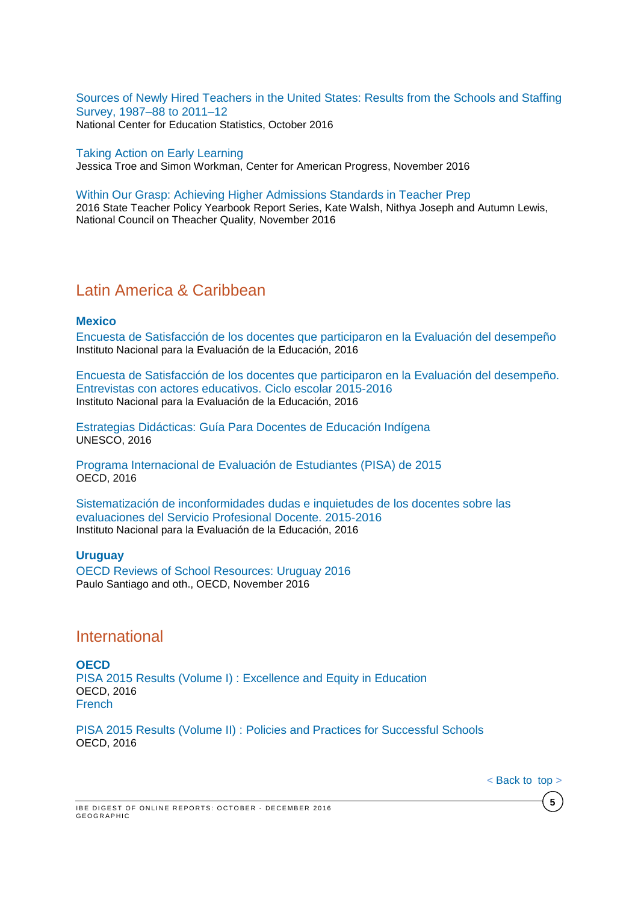Sources of Newly Hired Teachers in the United States: Results from the Schools and Staffing Survey, 1987–88 to 2011–12
National Center for Education Statistics, October 2016

Taking Action on Early Learning
Jessica Troe and Simon Workman, Center for American Progress, November 2016

Within Our Grasp: Achieving Higher Admissions Standards in Teacher Prep
2016 State Teacher Policy Yearbook Report Series, Kate Walsh, Nithya Joseph and Autumn Lewis, National Council on Theacher Quality, November 2016

## Latin America & Caribbean

### Mexico

Encuesta de Satisfacción de los docentes que participaron en la Evaluación del desempeño
Instituto Nacional para la Evaluación de la Educación, 2016

Encuesta de Satisfacción de los docentes que participaron en la Evaluación del desempeño. Entrevistas con actores educativos. Ciclo escolar 2015-2016
Instituto Nacional para la Evaluación de la Educación, 2016

Estrategias Didácticas: Guía Para Docentes de Educación Indígena
UNESCO, 2016

Programa Internacional de Evaluación de Estudiantes (PISA) de 2015
OECD, 2016

Sistematización de inconformidades dudas e inquietudes de los docentes sobre las evaluaciones del Servicio Profesional Docente. 2015-2016
Instituto Nacional para la Evaluación de la Educación, 2016

### Uruguay

OECD Reviews of School Resources: Uruguay 2016
Paulo Santiago and oth., OECD, November 2016

## International

### OECD

PISA 2015 Results (Volume I) : Excellence and Equity in Education
OECD, 2016
French

PISA 2015 Results (Volume II) : Policies and Practices for Successful Schools
OECD, 2016

< Back to top >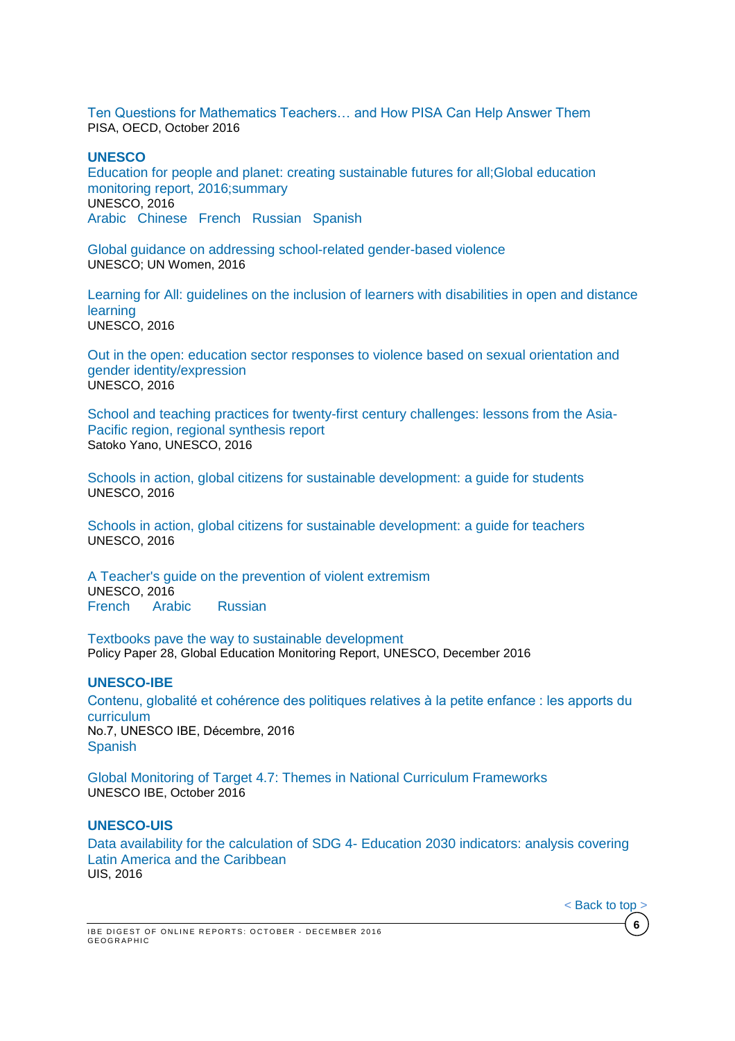Ten Questions for Mathematics Teachers… and How PISA Can Help Answer Them
PISA, OECD, October 2016

## UNESCO

Education for people and planet: creating sustainable futures for all;Global education monitoring report, 2016;summary
UNESCO, 2016
Arabic Chinese French Russian Spanish

Global guidance on addressing school-related gender-based violence
UNESCO; UN Women, 2016

Learning for All: guidelines on the inclusion of learners with disabilities in open and distance learning
UNESCO, 2016

Out in the open: education sector responses to violence based on sexual orientation and gender identity/expression
UNESCO, 2016

School and teaching practices for twenty-first century challenges: lessons from the Asia-Pacific region, regional synthesis report
Satoko Yano, UNESCO, 2016

Schools in action, global citizens for sustainable development: a guide for students
UNESCO, 2016

Schools in action, global citizens for sustainable development: a guide for teachers
UNESCO, 2016

A Teacher's guide on the prevention of violent extremism
UNESCO, 2016
French Arabic Russian

Textbooks pave the way to sustainable development
Policy Paper 28, Global Education Monitoring Report, UNESCO, December 2016

## UNESCO-IBE

Contenu, globalité et cohérence des politiques relatives à la petite enfance : les apports du curriculum
No.7, UNESCO IBE, Décembre, 2016
Spanish

Global Monitoring of Target 4.7: Themes in National Curriculum Frameworks
UNESCO IBE, October 2016

## UNESCO-UIS

Data availability for the calculation of SDG 4- Education 2030 indicators: analysis covering Latin America and the Caribbean
UIS, 2016

< Back to top >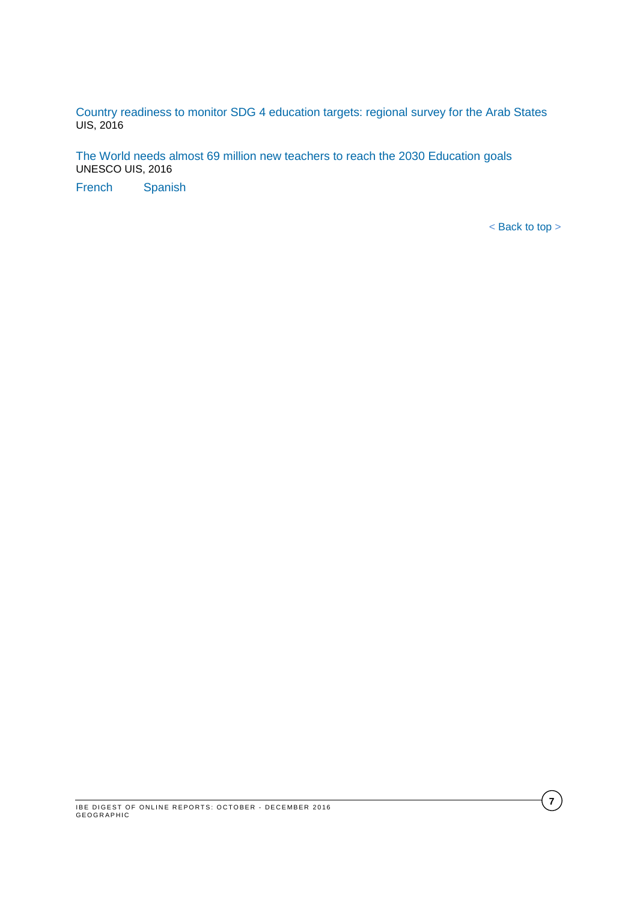Country readiness to monitor SDG 4 education targets: regional survey for the Arab States
UIS, 2016

The World needs almost 69 million new teachers to reach the 2030 Education goals
UNESCO UIS, 2016

French     Spanish

< Back to top >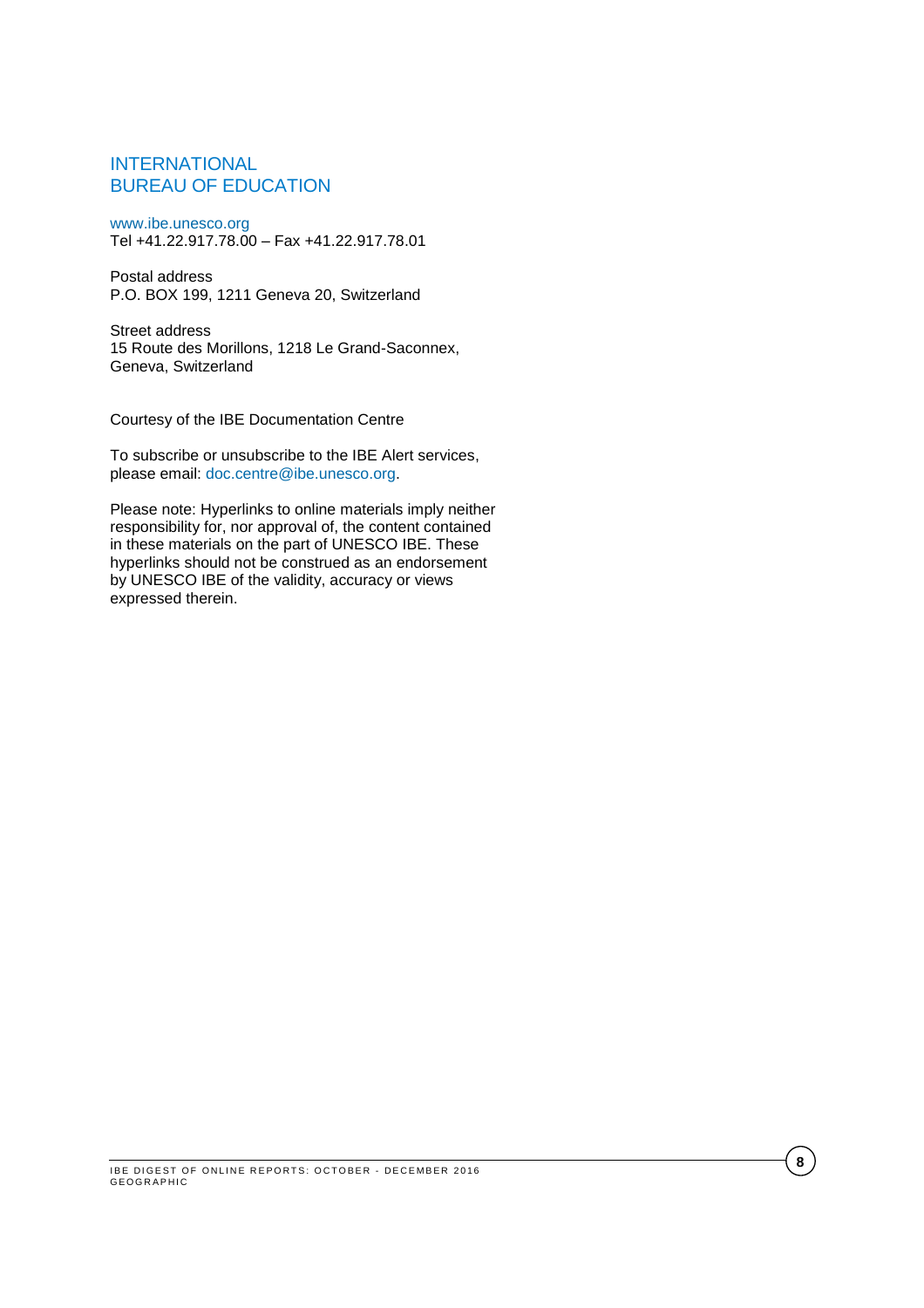# INTERNATIONAL BUREAU OF EDUCATION

www.ibe.unesco.org
Tel +41.22.917.78.00 – Fax +41.22.917.78.01

Postal address
P.O. BOX 199, 1211 Geneva 20, Switzerland

Street address
15 Route des Morillons, 1218 Le Grand-Saconnex,
Geneva, Switzerland

Courtesy of the IBE Documentation Centre

To subscribe or unsubscribe to the IBE Alert services, please email: doc.centre@ibe.unesco.org.

Please note: Hyperlinks to online materials imply neither responsibility for, nor approval of, the content contained in these materials on the part of UNESCO IBE. These hyperlinks should not be construed as an endorsement by UNESCO IBE of the validity, accuracy or views expressed therein.